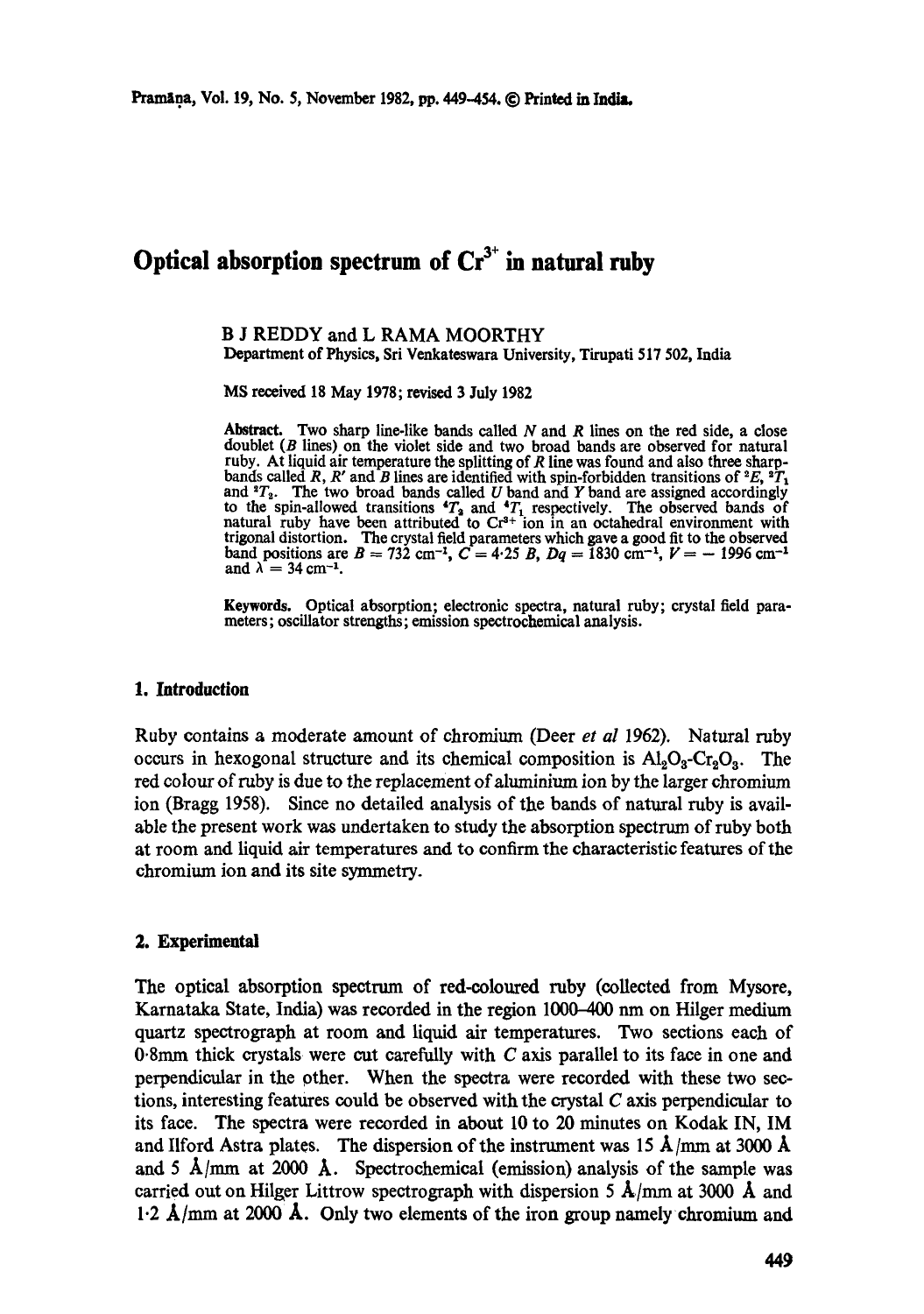# Optical absorption spectrum of $Cr^{3+}$ in natural ruby

B J REDDY and L RAMA MOORTHY

Department of Physics, Sri Venkateswara University, Tirupati 517 502, India

MS received 18 May 1978; revised 3 July 1982

**Abstract.** Two sharp line-like bands called $N$ and $R$ lines on the red side, a close doublet ($B$ lines) on the violet side and two broad bands are observed for natural ruby. At liquid air temperature the splitting of $R$ line was found and also three sharp-bands called $R$, $R'$ and $B$ lines are identified with spin-forbidden transitions of $^2E$, $^2T_1$ and $^2T_2$. The two broad bands called $U$ band and $Y$ band are assigned accordingly to the spin-allowed transitions $^4T_2$ and $^4T_1$ respectively. The observed bands of natural ruby have been attributed to $Cr^{3+}$ ion in an octahedral environment with trigonal distortion. The crystal field parameters which gave a good fit to the observed band positions are $B = 732\ \text{cm}^{-1}$, $C = 4{\cdot}25\ B$, $Dq = 1830\ \text{cm}^{-1}$, $V = -1996\ \text{cm}^{-1}$ and $\lambda = 34\ \text{cm}^{-1}$.

**Keywords.** Optical absorption; electronic spectra, natural ruby; crystal field parameters; oscillator strengths; emission spectrochemical analysis.

## 1. Introduction

Ruby contains a moderate amount of chromium (Deer *et al* 1962). Natural ruby occurs in hexogonal structure and its chemical composition is $Al_2O_3$-$Cr_2O_3$. The red colour of ruby is due to the replacement of aluminium ion by the larger chromium ion (Bragg 1958). Since no detailed analysis of the bands of natural ruby is available the present work was undertaken to study the absorption spectrum of ruby both at room and liquid air temperatures and to confirm the characteristic features of the chromium ion and its site symmetry.

## 2. Experimental

The optical absorption spectrum of red-coloured ruby (collected from Mysore, Karnataka State, India) was recorded in the region 1000–400 nm on Hilger medium quartz spectrograph at room and liquid air temperatures. Two sections each of 0·8mm thick crystals were cut carefully with $C$ axis parallel to its face in one and perpendicular in the other. When the spectra were recorded with these two sections, interesting features could be observed with the crystal $C$ axis perpendicular to its face. The spectra were recorded in about 10 to 20 minutes on Kodak IN, IM and Ilford Astra plates. The dispersion of the instrument was 15 Å/mm at 3000 Å and 5 Å/mm at 2000 Å. Spectrochemical (emission) analysis of the sample was carried out on Hilger Littrow spectrograph with dispersion 5 Å/mm at 3000 Å and 1·2 Å/mm at 2000 Å. Only two elements of the iron group namely chromium and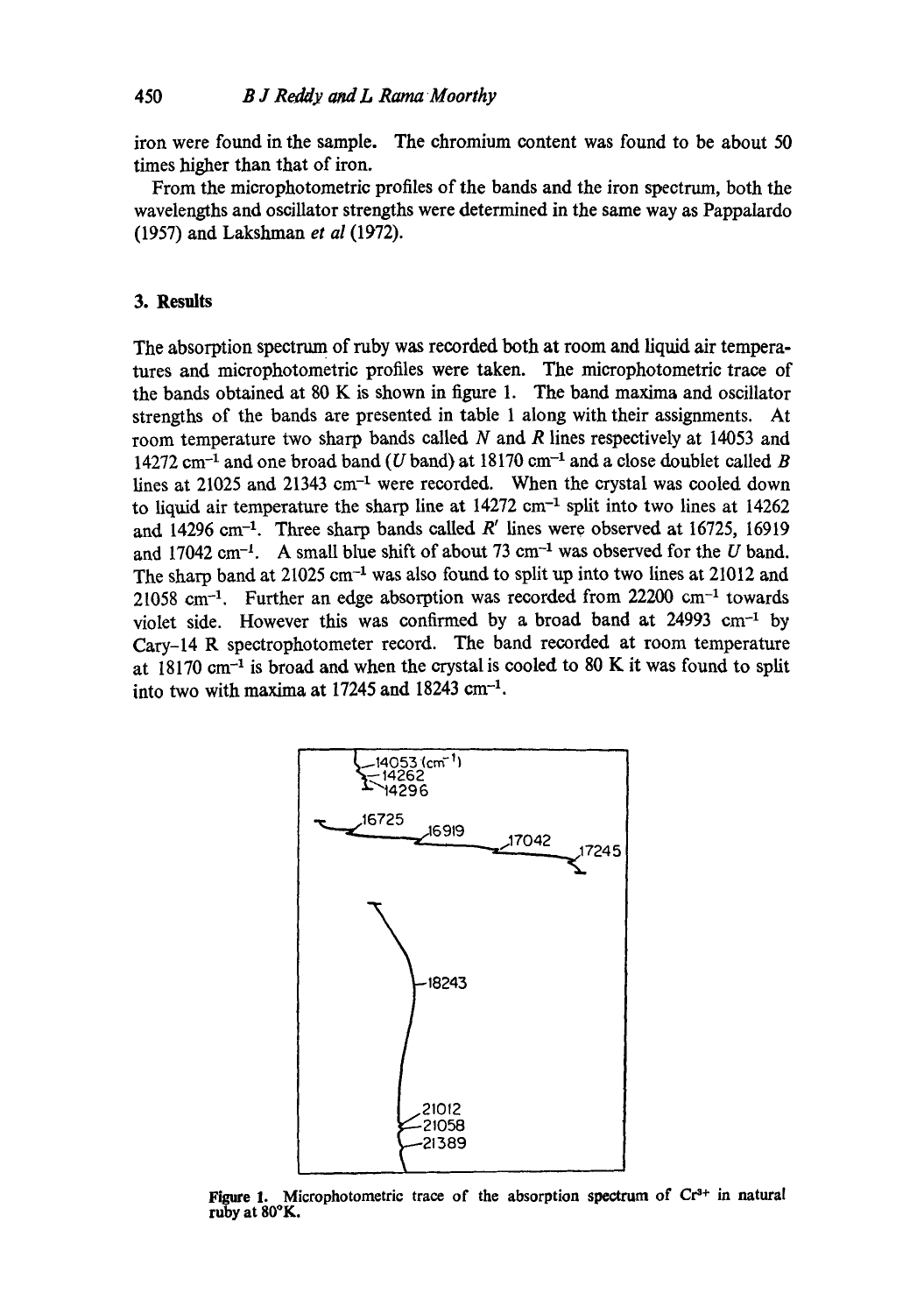iron were found in the sample. The chromium content was found to be about 50 times higher than that of iron.

From the microphotometric profiles of the bands and the iron spectrum, both the wavelengths and oscillator strengths were determined in the same way as Pappalardo (1957) and Lakshman *et al* (1972).

## 3. Results

The absorption spectrum of ruby was recorded both at room and liquid air temperatures and microphotometric profiles were taken. The microphotometric trace of the bands obtained at 80 K is shown in figure 1. The band maxima and oscillator strengths of the bands are presented in table 1 along with their assignments. At room temperature two sharp bands called $N$ and $R$ lines respectively at 14053 and 14272 $cm^{-1}$ and one broad band ($U$ band) at 18170 $cm^{-1}$ and a close doublet called $B$ lines at 21025 and 21343 $cm^{-1}$ were recorded. When the crystal was cooled down to liquid air temperature the sharp line at 14272 $cm^{-1}$ split into two lines at 14262 and 14296 $cm^{-1}$. Three sharp bands called $R'$ lines were observed at 16725, 16919 and 17042 $cm^{-1}$. A small blue shift of about 73 $cm^{-1}$ was observed for the $U$ band. The sharp band at 21025 $cm^{-1}$ was also found to split up into two lines at 21012 and 21058 $cm^{-1}$. Further an edge absorption was recorded from 22200 $cm^{-1}$ towards violet side. However this was confirmed by a broad band at 24993 $cm^{-1}$ by Cary-14 R spectrophotometer record. The band recorded at room temperature at 18170 $cm^{-1}$ is broad and when the crystal is cooled to 80 K it was found to split into two with maxima at 17245 and 18243 $cm^{-1}$.

14053 ($cm^{-1}$), 14262, 14296, 16725, 16919, 17042, 17245, 18243, 21012, 21058, 21389

**Figure 1.** Microphotometric trace of the absorption spectrum of $Cr^{3+}$ in natural ruby at 80°K.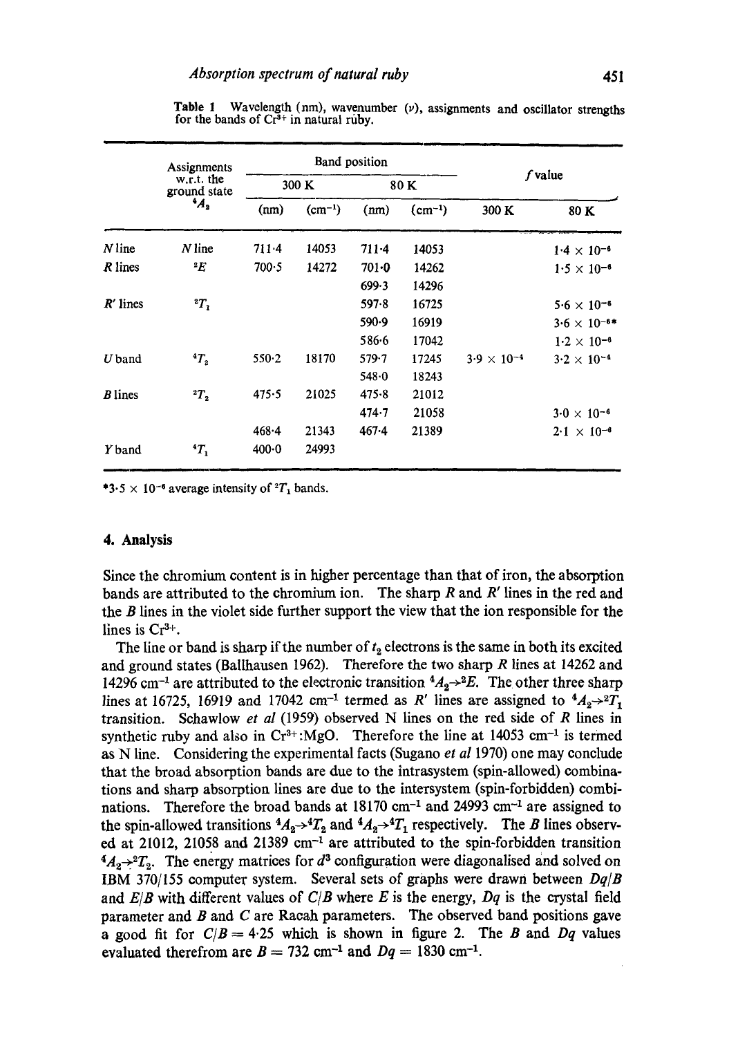**Table 1** Wavelength (nm), wavenumber ($\nu$), assignments and oscillator strengths for the bands of $Cr^{3+}$ in natural ruby.

| | Assignments w.r.t. the ground state $^4A_2$ | Band position | | | | $f$ value | |
|---|---|---|---|---|---|---|---|
| | | 300 K | | 80 K | | | |
| | | (nm) | (cm$^{-1}$) | (nm) | (cm$^{-1}$) | 300 K | 80 K |
| $N$ line | $N$ line | 711·4 | 14053 | 711·4 | 14053 | | $1·4 \times 10^{-6}$ |
| $R$ lines | $^2E$ | 700·5 | 14272 | 701·0 | 14262 | | $1·5 \times 10^{-6}$ |
| | | | | 699·3 | 14296 | | |
| $R'$ lines | $^2T_1$ | | | 597·8 | 16725 | | $5·6 \times 10^{-6}$ |
| | | | | 590·9 | 16919 | | $3·6 \times 10^{-6}$* |
| | | | | 586·6 | 17042 | | $1·2 \times 10^{-6}$ |
| $U$ band | $^4T_2$ | 550·2 | 18170 | 579·7 | 17245 | $3·9 \times 10^{-4}$ | $3·2 \times 10^{-4}$ |
| | | | | 548·0 | 18243 | | |
| $B$ lines | $^2T_2$ | 475·5 | 21025 | 475·8 | 21012 | | |
| | | | | 474·7 | 21058 | | $3·0 \times 10^{-6}$ |
| | | 468·4 | 21343 | 467·4 | 21389 | | $2·1 \times 10^{-6}$ |
| $Y$ band | $^4T_1$ | 400·0 | 24993 | | | | |

*$3·5 \times 10^{-6}$ average intensity of $^2T_1$ bands.

## 4. Analysis

Since the chromium content is in higher percentage than that of iron, the absorption bands are attributed to the chromium ion. The sharp $R$ and $R'$ lines in the red and the $B$ lines in the violet side further support the view that the ion responsible for the lines is $Cr^{3+}$.

The line or band is sharp if the number of $t_2$ electrons is the same in both its excited and ground states (Ballhausen 1962). Therefore the two sharp $R$ lines at 14262 and 14296 cm$^{-1}$ are attributed to the electronic transition $^4A_2 \rightarrow {^2E}$. The other three sharp lines at 16725, 16919 and 17042 cm$^{-1}$ termed as $R'$ lines are assigned to $^4A_2 \rightarrow {^2T_1}$ transition. Schawlow *et al* (1959) observed N lines on the red side of $R$ lines in synthetic ruby and also in $Cr^{3+}$:MgO. Therefore the line at 14053 cm$^{-1}$ is termed as N line. Considering the experimental facts (Sugano *et al* 1970) one may conclude that the broad absorption bands are due to the intrasystem (spin-allowed) combinations and sharp absorption lines are due to the intersystem (spin-forbidden) combinations. Therefore the broad bands at 18170 cm$^{-1}$ and 24993 cm$^{-1}$ are assigned to the spin-allowed transitions $^4A_2 \rightarrow {^4T_2}$ and $^4A_2 \rightarrow {^4T_1}$ respectively. The $B$ lines observed at 21012, 21058 and 21389 cm$^{-1}$ are attributed to the spin-forbidden transition $^4A_2 \rightarrow {^2T_2}$. The energy matrices for $d^3$ configuration were diagonalised and solved on IBM 370/155 computer system. Several sets of graphs were drawn between $Dq/B$ and $E/B$ with different values of $C/B$ where $E$ is the energy, $Dq$ is the crystal field parameter and $B$ and $C$ are Racah parameters. The observed band positions gave a good fit for $C/B = 4·25$ which is shown in figure 2. The $B$ and $Dq$ values evaluated therefrom are $B = 732$ cm$^{-1}$ and $Dq = 1830$ cm$^{-1}$.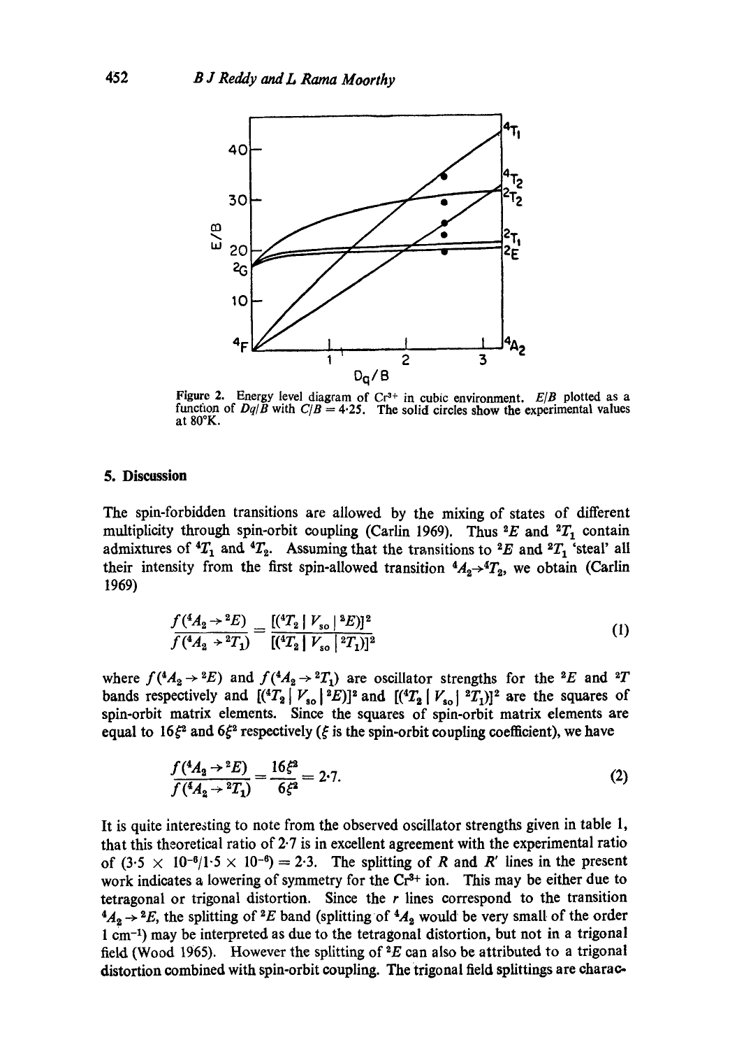Figure 2. Energy level diagram of $Cr^{3+}$ in cubic environment. $E/B$ plotted as a function of $Dq/B$ with $C/B = 4{\cdot}25$. The solid circles show the experimental values at 80°K.

## 5. Discussion

The spin-forbidden transitions are allowed by the mixing of states of different multiplicity through spin-orbit coupling (Carlin 1969). Thus $^2E$ and $^2T_1$ contain admixtures of $^4T_1$ and $^4T_2$. Assuming that the transitions to $^2E$ and $^2T_1$ 'steal' all their intensity from the first spin-allowed transition $^4A_2 \rightarrow {}^4T_2$, we obtain (Carlin 1969)

$$\frac{f(^4A_2 \rightarrow {}^2E)}{f(^4A_2 \rightarrow {}^2T_1)} = \frac{[(^4T_2 \mid V_{so} \mid {}^2E)]^2}{[(^4T_2 \mid V_{so} \mid {}^2T_1)]^2} \tag{1}$$

where $f(^4A_2 \rightarrow {}^2E)$ and $f(^4A_2 \rightarrow {}^2T_1)$ are oscillator strengths for the $^2E$ and $^2T$ bands respectively and $[(^4T_2 \mid V_{so} \mid {}^2E)]^2$ and $[(^4T_2 \mid V_{so} \mid {}^2T_1)]^2$ are the squares of spin-orbit matrix elements. Since the squares of spin-orbit matrix elements are equal to $16\xi^2$ and $6\xi^2$ respectively ($\xi$ is the spin-orbit coupling coefficient), we have

$$\frac{f(^4A_2 \rightarrow {}^2E)}{f(^4A_2 \rightarrow {}^2T_1)} = \frac{16\xi^2}{6\xi^2} = 2{\cdot}7. \tag{2}$$

It is quite interesting to note from the observed oscillator strengths given in table 1, that this theoretical ratio of 2·7 is in excellent agreement with the experimental ratio of $(3{\cdot}5 \times 10^{-6}/1{\cdot}5 \times 10^{-6}) = 2{\cdot}3$. The splitting of $R$ and $R'$ lines in the present work indicates a lowering of symmetry for the $Cr^{3+}$ ion. This may be either due to tetragonal or trigonal distortion. Since the $r$ lines correspond to the transition $^4A_2 \rightarrow {}^2E$, the splitting of $^2E$ band (splitting of $^4A_2$ would be very small of the order 1 cm$^{-1}$) may be interpreted as due to the tetragonal distortion, but not in a trigonal field (Wood 1965). However the splitting of $^2E$ can also be attributed to a trigonal distortion combined with spin-orbit coupling. The trigonal field splittings are charac-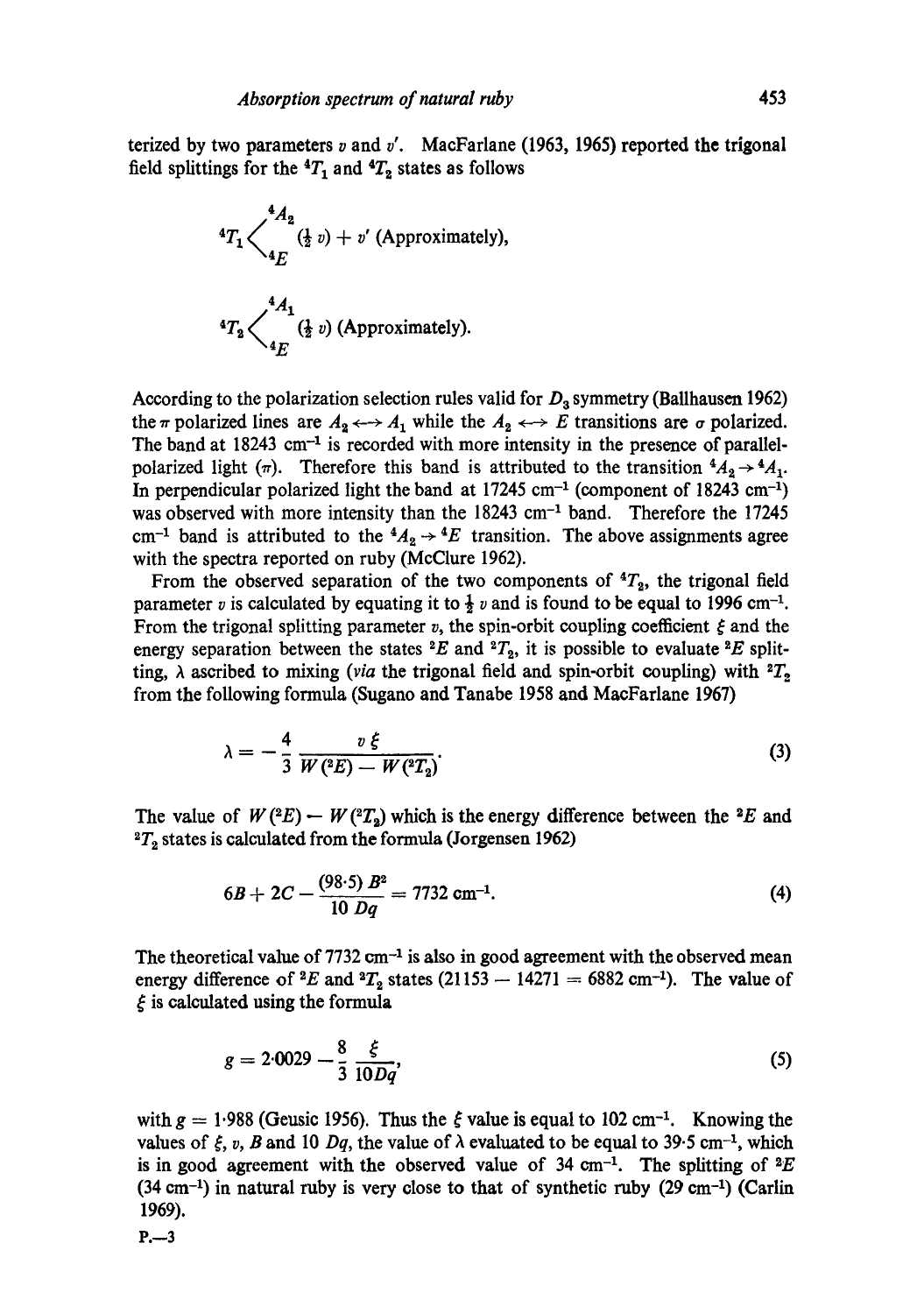terized by two parameters $v$ and $v'$. MacFarlane (1963, 1965) reported the trigonal field splittings for the $^4T_1$ and $^4T_2$ states as follows

$$^4T_1 \left\langle \begin{matrix} ^4A_2 \\ \\ ^4E \end{matrix} \right. \quad (\tfrac{1}{2}\, v) + v' \text{ (Approximately)},$$

$$^4T_2 \left\langle \begin{matrix} ^4A_1 \\ \\ ^4E \end{matrix} \right. \quad (\tfrac{1}{2}\, v) \text{ (Approximately)}.$$

According to the polarization selection rules valid for $D_3$ symmetry (Ballhausen 1962) the $\pi$ polarized lines are $A_2 \longleftrightarrow A_1$ while the $A_2 \longleftrightarrow E$ transitions are $\sigma$ polarized. The band at 18243 cm$^{-1}$ is recorded with more intensity in the presence of parallel-polarized light ($\pi$). Therefore this band is attributed to the transition $^4A_2 \rightarrow {}^4A_1$. In perpendicular polarized light the band at 17245 cm$^{-1}$ (component of 18243 cm$^{-1}$) was observed with more intensity than the 18243 cm$^{-1}$ band. Therefore the 17245 cm$^{-1}$ band is attributed to the $^4A_2 \rightarrow {}^4E$ transition. The above assignments agree with the spectra reported on ruby (McClure 1962).

From the observed separation of the two components of $^4T_2$, the trigonal field parameter $v$ is calculated by equating it to $\frac{1}{2}\, v$ and is found to be equal to 1996 cm$^{-1}$. From the trigonal splitting parameter $v$, the spin-orbit coupling coefficient $\xi$ and the energy separation between the states $^2E$ and $^2T_2$, it is possible to evaluate $^2E$ splitting, $\lambda$ ascribed to mixing (*via* the trigonal field and spin-orbit coupling) with $^2T_2$ from the following formula (Sugano and Tanabe 1958 and MacFarlane 1967)

$$\lambda = -\frac{4}{3}\,\frac{v\,\xi}{W(^2E) - W(^2T_2)}. \tag{3}$$

The value of $W(^2E) - W(^2T_2)$ which is the energy difference between the $^2E$ and $^2T_2$ states is calculated from the formula (Jorgensen 1962)

$$6B + 2C - \frac{(98{\cdot}5)\,B^2}{10\,Dq} = 7732 \text{ cm}^{-1}. \tag{4}$$

The theoretical value of 7732 cm$^{-1}$ is also in good agreement with the observed mean energy difference of $^2E$ and $^2T_2$ states (21153 − 14271 = 6882 cm$^{-1}$). The value of $\xi$ is calculated using the formula

$$g = 2{\cdot}0029 - \frac{8}{3}\,\frac{\xi}{10Dq}, \tag{5}$$

with $g = 1{\cdot}988$ (Geusic 1956). Thus the $\xi$ value is equal to 102 cm$^{-1}$. Knowing the values of $\xi$, $v$, $B$ and 10 $Dq$, the value of $\lambda$ evaluated to be equal to 39·5 cm$^{-1}$, which is in good agreement with the observed value of 34 cm$^{-1}$. The splitting of $^2E$ (34 cm$^{-1}$) in natural ruby is very close to that of synthetic ruby (29 cm$^{-1}$) (Carlin 1969).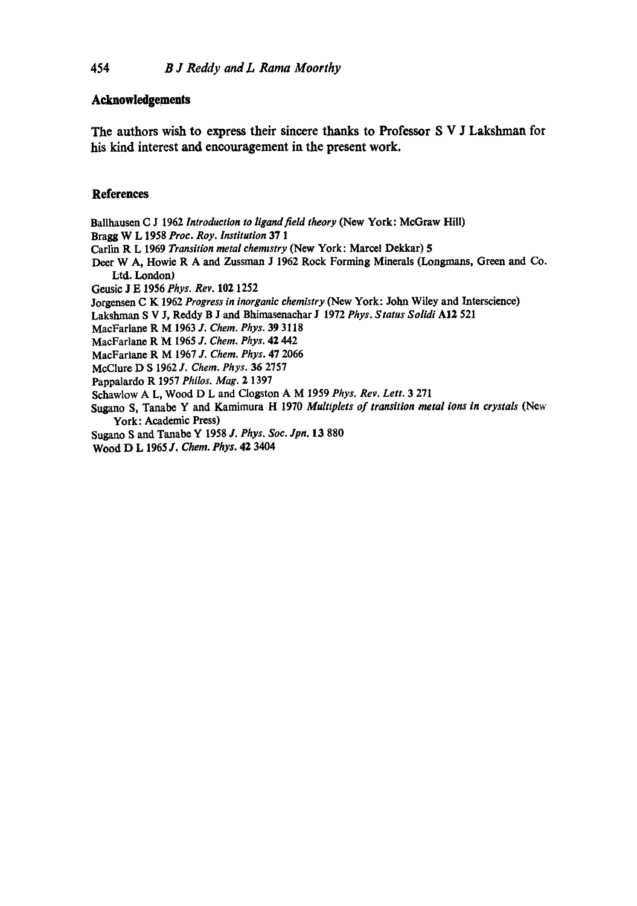## Acknowledgements

The authors wish to express their sincere thanks to Professor S V J Lakshman for his kind interest and encouragement in the present work.

## References

Ballhausen C J 1962 *Introduction to ligand field theory* (New York: McGraw Hill)

Bragg W L 1958 *Proc. Roy. Institution* **37** 1

Carlin R L 1969 *Transition metal chemistry* (New York: Marcel Dekkar) **5**

Deer W A, Howie R A and Zussman J 1962 Rock Forming Minerals (Longmans, Green and Co. Ltd. London)

Geusic J E 1956 *Phys. Rev.* **102** 1252

Jorgensen C K 1962 *Progress in inorganic chemistry* (New York: John Wiley and Interscience)

Lakshman S V J, Reddy B J and Bhimasenachar J 1972 *Phys. Status Solidi* **A12** 521

MacFarlane R M 1963 *J. Chem. Phys.* **39** 3118

MacFarlane R M 1965 *J. Chem. Phys.* **42** 442

MacFarlane R M 1967 *J. Chem. Phys.* **47** 2066

McClure D S 1962 *J. Chem. Phys.* **36** 2757

Pappalardo R 1957 *Philos. Mag.* **2** 1397

Schawlow A L, Wood D L and Clogston A M 1959 *Phys. Rev. Lett.* **3** 271

Sugano S, Tanabe Y and Kamimura H 1970 *Multiplets of transition metal ions in crystals* (New York: Academic Press)

Sugano S and Tanabe Y 1958 *J. Phys. Soc. Jpn.* **13** 880

Wood D L 1965 *J. Chem. Phys.* **42** 3404